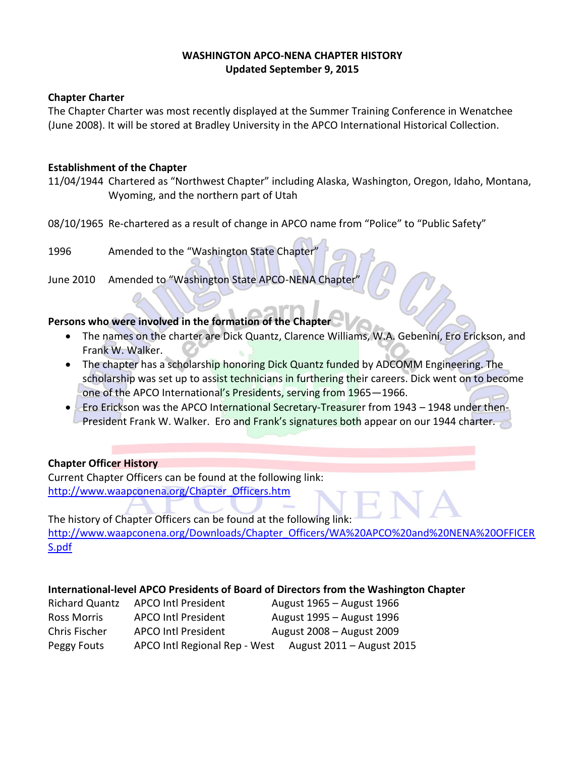# WASHINGTON APCO-NENA CHAPTER HISTORY
**Updated September 9, 2015**

## Chapter Charter

The Chapter Charter was most recently displayed at the Summer Training Conference in Wenatchee (June 2008). It will be stored at Bradley University in the APCO International Historical Collection.

## Establishment of the Chapter

11/04/1944 Chartered as "Northwest Chapter" including Alaska, Washington, Oregon, Idaho, Montana, Wyoming, and the northern part of Utah

08/10/1965 Re-chartered as a result of change in APCO name from "Police" to "Public Safety"

1996 Amended to the "Washington State Chapter"

June 2010 Amended to "Washington State APCO-NENA Chapter"

## Persons who were involved in the formation of the Chapter

- The names on the charter are Dick Quantz, Clarence Williams, W.A. Gebenini, Ero Erickson, and Frank W. Walker.
- The chapter has a scholarship honoring Dick Quantz funded by ADCOMM Engineering. The scholarship was set up to assist technicians in furthering their careers. Dick went on to become one of the APCO International's Presidents, serving from 1965—1966.
- Ero Erickson was the APCO International Secretary-Treasurer from 1943 – 1948 under then-President Frank W. Walker. Ero and Frank's signatures both appear on our 1944 charter.

## Chapter Officer History

Current Chapter Officers can be found at the following link:
http://www.waapconena.org/Chapter_Officers.htm

The history of Chapter Officers can be found at the following link:
http://www.waapconena.org/Downloads/Chapter_Officers/WA%20APCO%20and%20NENA%20OFFICERS.pdf

## International-level APCO Presidents of Board of Directors from the Washington Chapter

| Name | Position | Term |
|---|---|---|
| Richard Quantz | APCO Intl President | August 1965 – August 1966 |
| Ross Morris | APCO Intl President | August 1995 – August 1996 |
| Chris Fischer | APCO Intl President | August 2008 – August 2009 |
| Peggy Fouts | APCO Intl Regional Rep - West | August 2011 – August 2015 |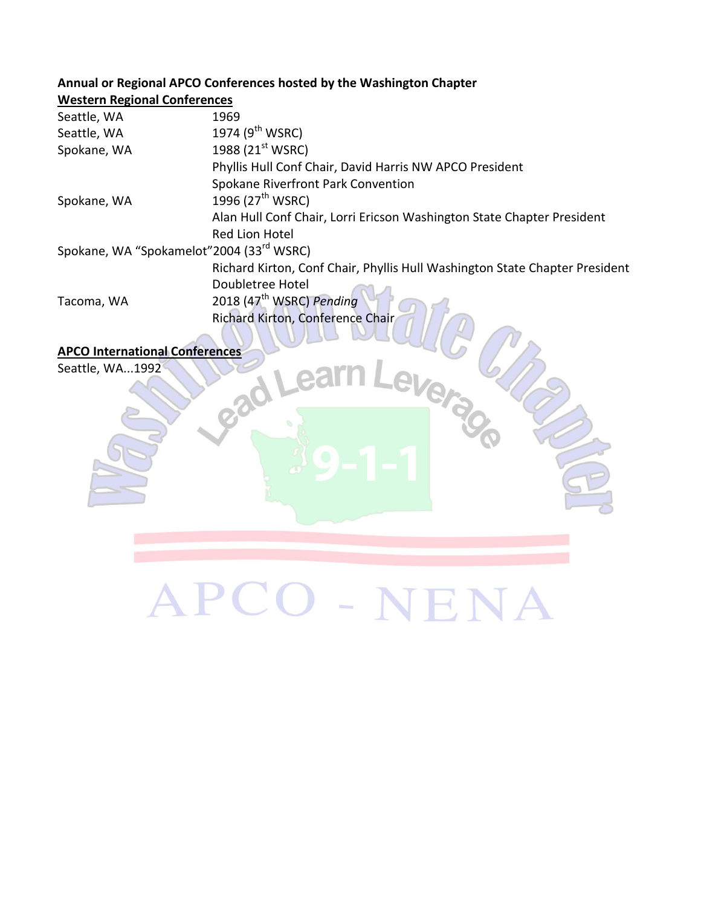**Annual or Regional APCO Conferences hosted by the Washington Chapter**

**Western Regional Conferences**

| | |
|---|---|
| Seattle, WA | 1969 |
| Seattle, WA | 1974 (9th WSRC) |
| Spokane, WA | 1988 (21st WSRC)<br>Phyllis Hull Conf Chair, David Harris NW APCO President<br>Spokane Riverfront Park Convention |
| Spokane, WA | 1996 (27th WSRC)<br>Alan Hull Conf Chair, Lorri Ericson Washington State Chapter President<br>Red Lion Hotel |
| Spokane, WA "Spokamelot" | 2004 (33rd WSRC)<br>Richard Kirton, Conf Chair, Phyllis Hull Washington State Chapter President<br>Doubletree Hotel |
| Tacoma, WA | 2018 (47th WSRC) *Pending*<br>Richard Kirton, Conference Chair |

**APCO International Conferences**

Seattle, WA...1992